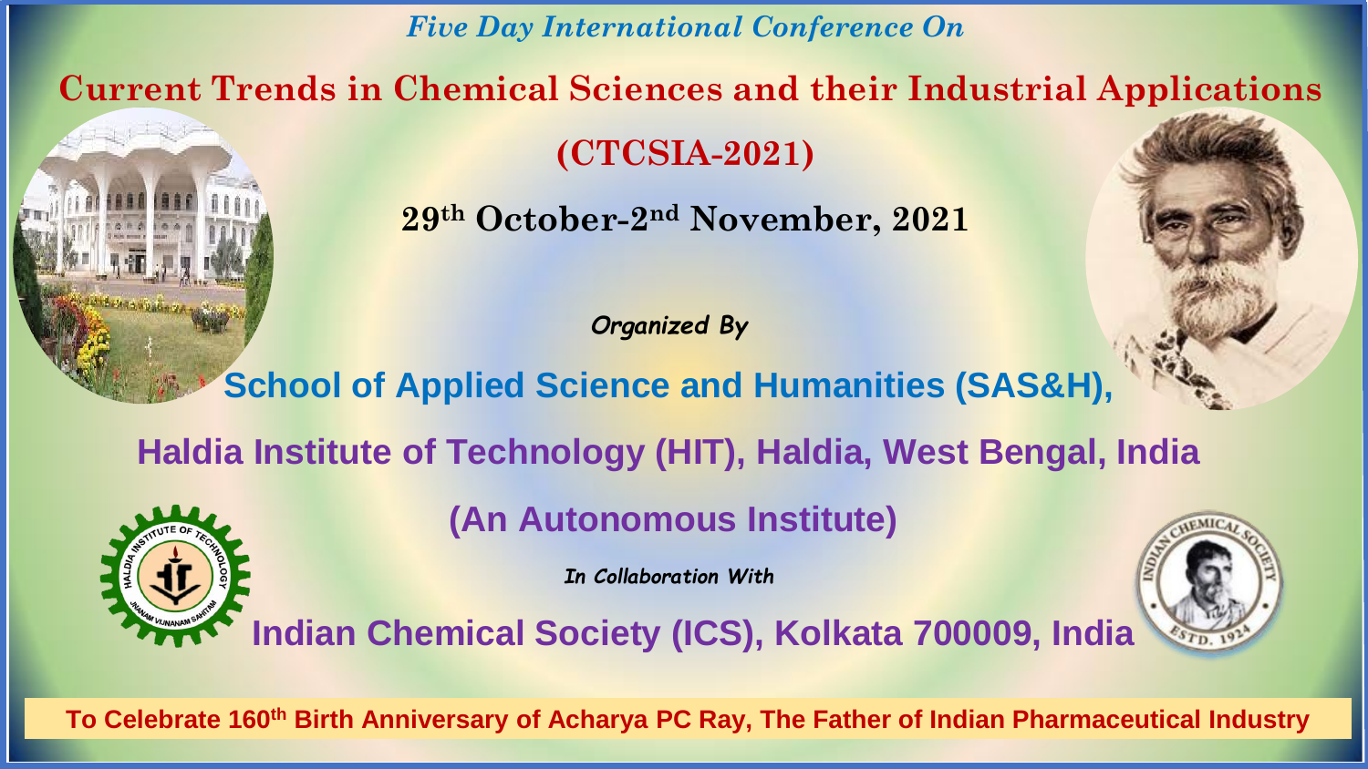*Five Day International Conference On*

# Current Trends in Chemical Sciences and their Industrial Applications

## (CTCSIA-2021)

**29th October-2nd November, 2021**

*Organized By*

**School of Applied Science and Humanities (SAS&H),**

**Haldia Institute of Technology (HIT), Haldia, West Bengal, India**

**(An Autonomous Institute)**

*In Collaboration With*

**Indian Chemical Society (ICS), Kolkata 700009, India**

**To Celebrate 160th Birth Anniversary of Acharya PC Ray, The Father of Indian Pharmaceutical Industry**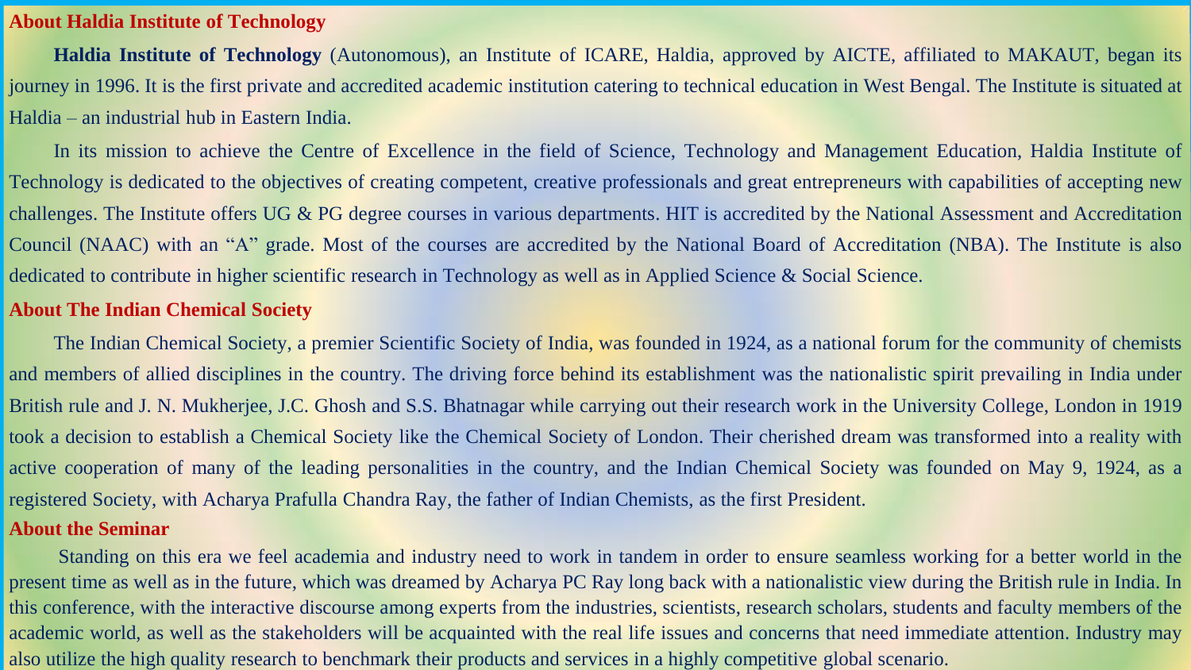## About Haldia Institute of Technology

**Haldia Institute of Technology** (Autonomous), an Institute of ICARE, Haldia, approved by AICTE, affiliated to MAKAUT, began its journey in 1996. It is the first private and accredited academic institution catering to technical education in West Bengal. The Institute is situated at Haldia – an industrial hub in Eastern India.

In its mission to achieve the Centre of Excellence in the field of Science, Technology and Management Education, Haldia Institute of Technology is dedicated to the objectives of creating competent, creative professionals and great entrepreneurs with capabilities of accepting new challenges. The Institute offers UG & PG degree courses in various departments. HIT is accredited by the National Assessment and Accreditation Council (NAAC) with an "A" grade. Most of the courses are accredited by the National Board of Accreditation (NBA). The Institute is also dedicated to contribute in higher scientific research in Technology as well as in Applied Science & Social Science.

## About The Indian Chemical Society

The Indian Chemical Society, a premier Scientific Society of India, was founded in 1924, as a national forum for the community of chemists and members of allied disciplines in the country. The driving force behind its establishment was the nationalistic spirit prevailing in India under British rule and J. N. Mukherjee, J.C. Ghosh and S.S. Bhatnagar while carrying out their research work in the University College, London in 1919 took a decision to establish a Chemical Society like the Chemical Society of London. Their cherished dream was transformed into a reality with active cooperation of many of the leading personalities in the country, and the Indian Chemical Society was founded on May 9, 1924, as a registered Society, with Acharya Prafulla Chandra Ray, the father of Indian Chemists, as the first President.

## About the Seminar

Standing on this era we feel academia and industry need to work in tandem in order to ensure seamless working for a better world in the present time as well as in the future, which was dreamed by Acharya PC Ray long back with a nationalistic view during the British rule in India. In this conference, with the interactive discourse among experts from the industries, scientists, research scholars, students and faculty members of the academic world, as well as the stakeholders will be acquainted with the real life issues and concerns that need immediate attention. Industry may also utilize the high quality research to benchmark their products and services in a highly competitive global scenario.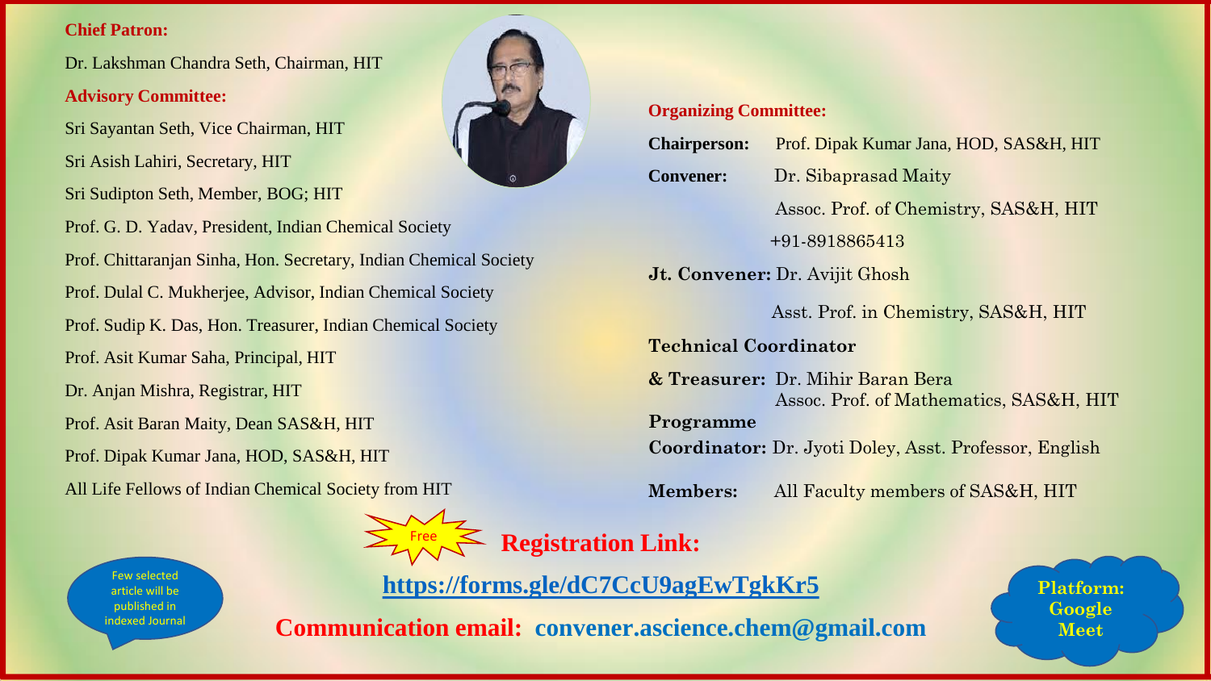**Chief Patron:**

Dr. Lakshman Chandra Seth, Chairman, HIT

**Advisory Committee:**

Sri Sayantan Seth, Vice Chairman, HIT

Sri Asish Lahiri, Secretary, HIT

Sri Sudipton Seth, Member, BOG; HIT

Prof. G. D. Yadav, President, Indian Chemical Society

Prof. Chittaranjan Sinha, Hon. Secretary, Indian Chemical Society

Prof. Dulal C. Mukherjee, Advisor, Indian Chemical Society

Prof. Sudip K. Das, Hon. Treasurer, Indian Chemical Society

Prof. Asit Kumar Saha, Principal, HIT

Dr. Anjan Mishra, Registrar, HIT

Prof. Asit Baran Maity, Dean SAS&H, HIT

Prof. Dipak Kumar Jana, HOD, SAS&H, HIT

All Life Fellows of Indian Chemical Society from HIT

**Organizing Committee:**

**Chairperson:** Prof. Dipak Kumar Jana, HOD, SAS&H, HIT

**Convener:** Dr. Sibaprasad Maity
Assoc. Prof. of Chemistry, SAS&H, HIT
+91-8918865413

**Jt. Convener:** Dr. Avijit Ghosh
Asst. Prof. in Chemistry, SAS&H, HIT

**Technical Coordinator & Treasurer:** Dr. Mihir Baran Bera
Assoc. Prof. of Mathematics, SAS&H, HIT

**Programme Coordinator:** Dr. Jyoti Doley, Asst. Professor, English

**Members:** All Faculty members of SAS&H, HIT

Free

**Registration Link:**

**https://forms.gle/dC7CcU9agEwTgkKr5**

**Communication email: convener.ascience.chem@gmail.com**

Few selected article will be published in indexed Journal

**Platform: Google Meet**